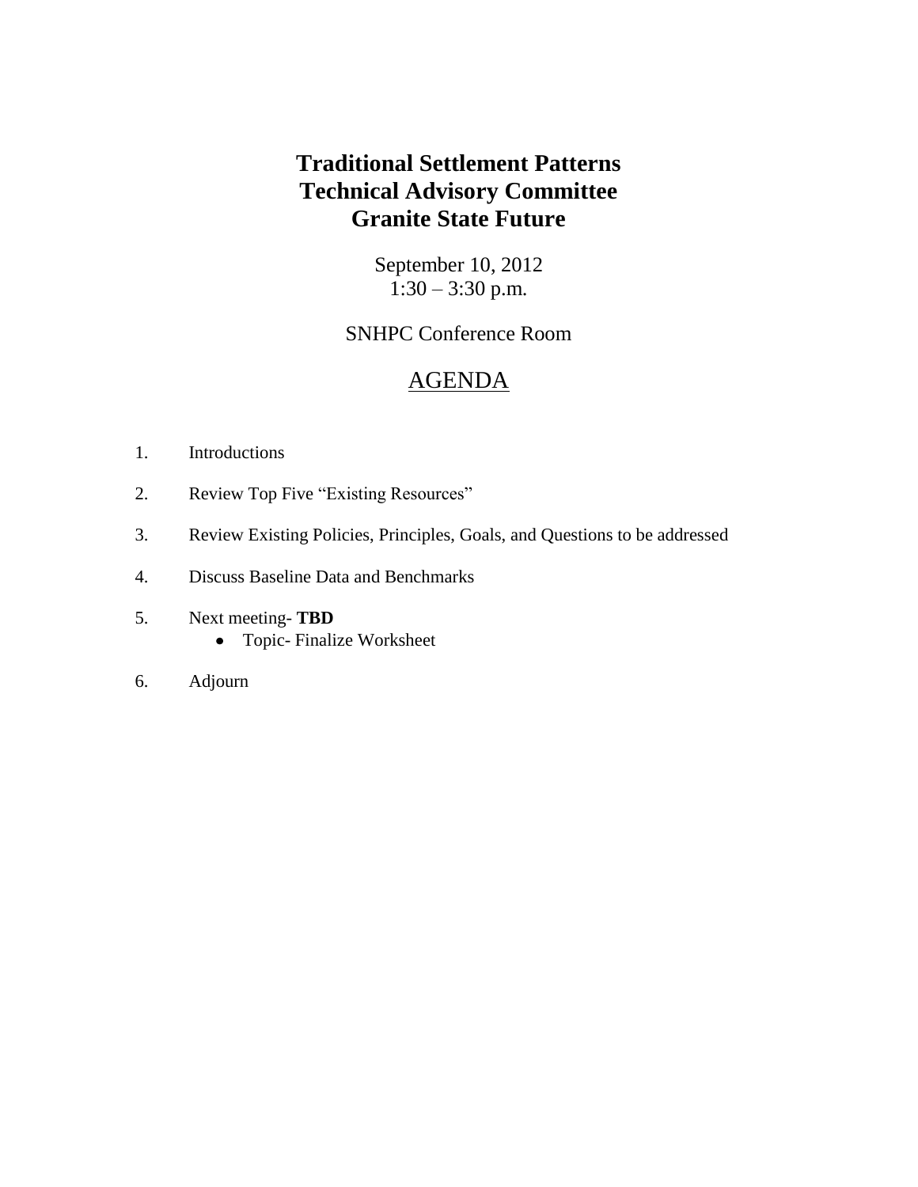# Traditional Settlement Patterns
# Technical Advisory Committee
# Granite State Future

September 10, 2012
1:30 – 3:30 p.m.

SNHPC Conference Room

## AGENDA

1. Introductions
2. Review Top Five "Existing Resources"
3. Review Existing Policies, Principles, Goals, and Questions to be addressed
4. Discuss Baseline Data and Benchmarks
5. Next meeting- **TBD**
   - Topic- Finalize Worksheet
6. Adjourn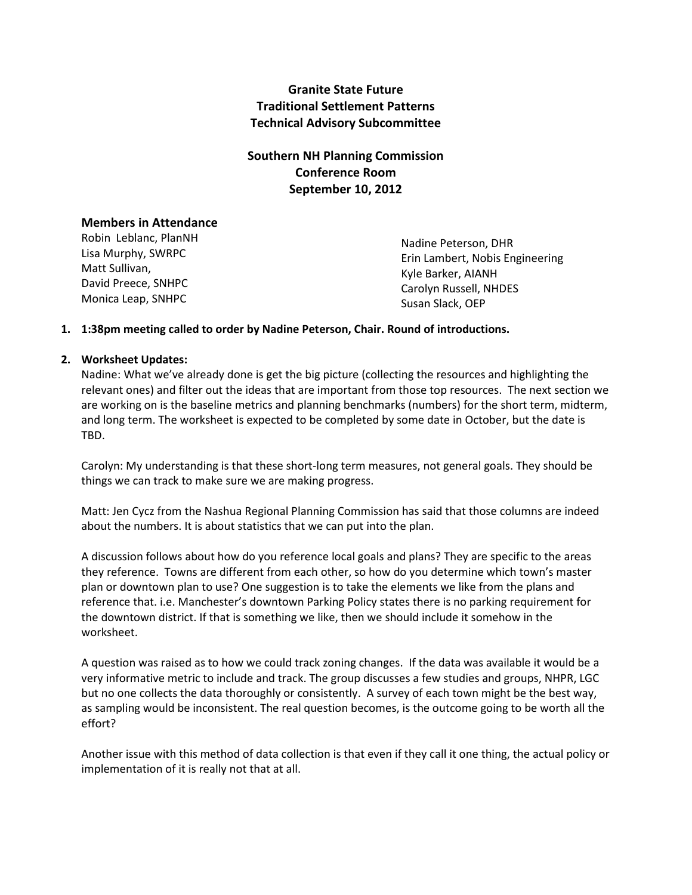**Granite State Future**
**Traditional Settlement Patterns**
**Technical Advisory Subcommittee**

**Southern NH Planning Commission**
**Conference Room**
**September 10, 2012**

### Members in Attendance

Robin Leblanc, PlanNH
Lisa Murphy, SWRPC
Matt Sullivan,
David Preece, SNHPC
Monica Leap, SNHPC
Nadine Peterson, DHR
Erin Lambert, Nobis Engineering
Kyle Barker, AIANH
Carolyn Russell, NHDES
Susan Slack, OEP

1. **1:38pm meeting called to order by Nadine Peterson, Chair. Round of introductions.**

2. **Worksheet Updates:**

   Nadine: What we've already done is get the big picture (collecting the resources and highlighting the relevant ones) and filter out the ideas that are important from those top resources. The next section we are working on is the baseline metrics and planning benchmarks (numbers) for the short term, midterm, and long term. The worksheet is expected to be completed by some date in October, but the date is TBD.

   Carolyn: My understanding is that these short-long term measures, not general goals. They should be things we can track to make sure we are making progress.

   Matt: Jen Cycz from the Nashua Regional Planning Commission has said that those columns are indeed about the numbers. It is about statistics that we can put into the plan.

   A discussion follows about how do you reference local goals and plans? They are specific to the areas they reference. Towns are different from each other, so how do you determine which town's master plan or downtown plan to use? One suggestion is to take the elements we like from the plans and reference that. i.e. Manchester's downtown Parking Policy states there is no parking requirement for the downtown district. If that is something we like, then we should include it somehow in the worksheet.

   A question was raised as to how we could track zoning changes. If the data was available it would be a very informative metric to include and track. The group discusses a few studies and groups, NHPR, LGC but no one collects the data thoroughly or consistently. A survey of each town might be the best way, as sampling would be inconsistent. The real question becomes, is the outcome going to be worth all the effort?

   Another issue with this method of data collection is that even if they call it one thing, the actual policy or implementation of it is really not that at all.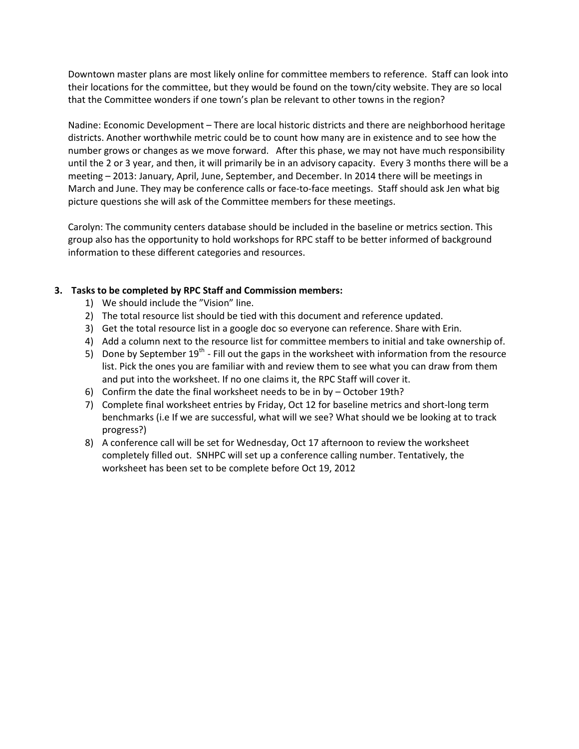Downtown master plans are most likely online for committee members to reference. Staff can look into their locations for the committee, but they would be found on the town/city website. They are so local that the Committee wonders if one town's plan be relevant to other towns in the region?

Nadine: Economic Development – There are local historic districts and there are neighborhood heritage districts. Another worthwhile metric could be to count how many are in existence and to see how the number grows or changes as we move forward. After this phase, we may not have much responsibility until the 2 or 3 year, and then, it will primarily be in an advisory capacity. Every 3 months there will be a meeting – 2013: January, April, June, September, and December. In 2014 there will be meetings in March and June. They may be conference calls or face-to-face meetings. Staff should ask Jen what big picture questions she will ask of the Committee members for these meetings.

Carolyn: The community centers database should be included in the baseline or metrics section. This group also has the opportunity to hold workshops for RPC staff to be better informed of background information to these different categories and resources.

**3. Tasks to be completed by RPC Staff and Commission members:**

1) We should include the "Vision" line.
2) The total resource list should be tied with this document and reference updated.
3) Get the total resource list in a google doc so everyone can reference. Share with Erin.
4) Add a column next to the resource list for committee members to initial and take ownership of.
5) Done by September 19th - Fill out the gaps in the worksheet with information from the resource list. Pick the ones you are familiar with and review them to see what you can draw from them and put into the worksheet. If no one claims it, the RPC Staff will cover it.
6) Confirm the date the final worksheet needs to be in by – October 19th?
7) Complete final worksheet entries by Friday, Oct 12 for baseline metrics and short-long term benchmarks (i.e If we are successful, what will we see? What should we be looking at to track progress?)
8) A conference call will be set for Wednesday, Oct 17 afternoon to review the worksheet completely filled out. SNHPC will set up a conference calling number. Tentatively, the worksheet has been set to be complete before Oct 19, 2012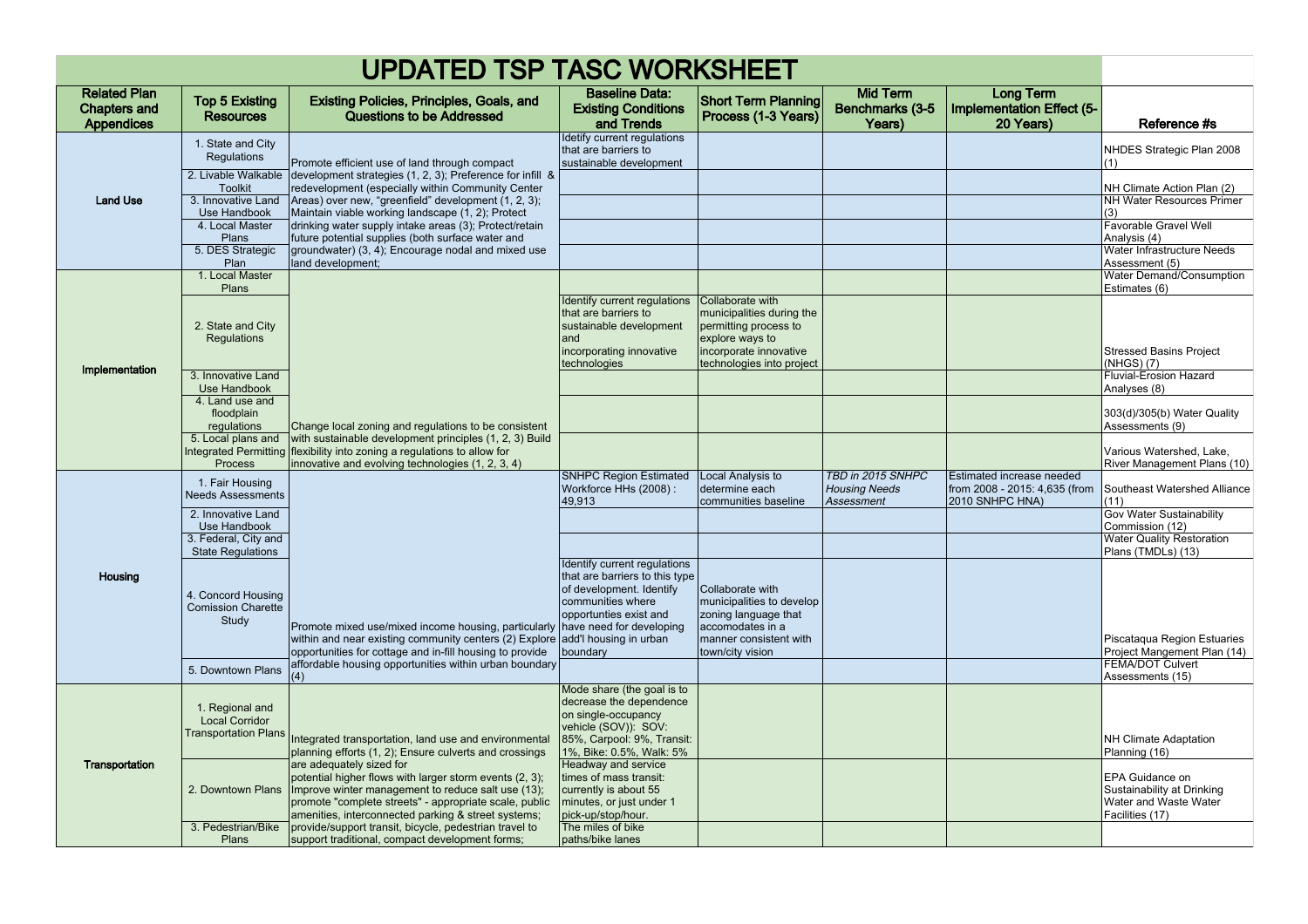# UPDATED TSP TASC WORKSHEET

| Related Plan Chapters and Appendices | Top 5 Existing Resources | Existing Policies, Principles, Goals, and Questions to be Addressed | Baseline Data: Existing Conditions and Trends | Short Term Planning Process (1-3 Years) | Mid Term Benchmarks (3-5 Years) | Long Term Implementation Effect (5-20 Years) | Reference #s |
|---|---|---|---|---|---|---|---|
| Land Use | 1. State and City Regulations | Promote efficient use of land through compact development strategies (1, 2, 3); Preference for infill & redevelopment (especially within Community Center Areas) over new, "greenfield" development (1, 2, 3); Maintain viable working landscape (1, 2); Protect drinking water supply intake areas (3); Protect/retain future potential supplies (both surface water and groundwater) (3, 4); Encourage nodal and mixed use land development; | Idetify current regulations that are barriers to sustainable development | | | | NHDES Strategic Plan 2008 (1) |
| | 2. Livable Walkable Toolkit | | | | | | NH Climate Action Plan (2) |
| | 3. Innovative Land Use Handbook | | | | | | NH Water Resources Primer (3) |
| | 4. Local Master Plans | | | | | | Favorable Gravel Well Analysis (4) |
| | 5. DES Strategic Plan | | | | | | Water Infrastructure Needs Assessment (5) |
| Implementation | 1. Local Master Plans | Change local zoning and regulations to be consistent with sustainable development principles (1, 2, 3) Build flexibility into zoning a regulations to allow for innovative and evolving technologies (1, 2, 3, 4) | | | | | Water Demand/Consumption Estimates (6) |
| | 2. State and City Regulations | | Identify current regulations that are barriers to sustainable development and incorporating innovative technologies | Collaborate with municipalities during the permitting process to explore ways to incorporate innovative technologies into project | | | Stressed Basins Project (NHGS) (7) |
| | 3. Innovative Land Use Handbook | | | | | | Fluvial-Erosion Hazard Analyses (8) |
| | 4. Land use and floodplain regulations | | | | | | 303(d)/305(b) Water Quality Assessments (9) |
| | 5. Local plans and Integrated Permitting Process | | | | | | Various Watershed, Lake, River Management Plans (10) |
| Housing | 1. Fair Housing Needs Assessments | Promote mixed use/mixed income housing, particularly within and near existing community centers (2) Explore opportunities for cottage and in-fill housing to provide affordable housing opportunities within urban boundary (4) | SNHPC Region Estimated Workforce HHs (2008) : 49,913 | Local Analysis to determine each communities baseline | *TBD in 2015 SNHPC Housing Needs Assessment* | Estimated increase needed from 2008 - 2015: 4,635 (from 2010 SNHPC HNA) | Southeast Watershed Alliance (11) |
| | 2. Innovative Land Use Handbook | | | | | | Gov Water Sustainability Commission (12) |
| | 3. Federal, City and State Regulations | | | | | | Water Quality Restoration Plans (TMDLs) (13) |
| | 4. Concord Housing Comission Charette Study | | Identify current regulations that are barriers to this type of development. Identify communities where opportunties exist and have need for developing add'l housing in urban boundary | Collaborate with municipalities to develop zoning language that accomodates in a manner consistent with town/city vision | | | Piscataqua Region Estuaries Project Mangement Plan (14) |
| | 5. Downtown Plans | | | | | | FEMA/DOT Culvert Assessments (15) |
| Transportation | 1. Regional and Local Corridor Transportation Plans | Integrated transportation, land use and environmental planning efforts (1, 2); Ensure culverts and crossings are adequately sized for potential higher flows with larger storm events (2, 3); Improve winter management to reduce salt use (13); promote "complete streets" - appropriate scale, public amenities, interconnected parking & street systems; provide/support transit, bicycle, pedestrian travel to support traditional, compact development forms; | Mode share (the goal is to decrease the dependence on single-occupancy vehicle (SOV)): SOV: 85%, Carpool: 9%, Transit: 1%, Bike: 0.5%, Walk: 5% | | | | NH Climate Adaptation Planning (16) |
| | 2. Downtown Plans | | Headway and service times of mass transit: currently is about 55 minutes, or just under 1 pick-up/stop/hour. | | | | EPA Guidance on Sustainability at Drinking Water and Waste Water Facilities (17) |
| | 3. Pedestrian/Bike Plans | | The miles of bike paths/bike lanes | | | | |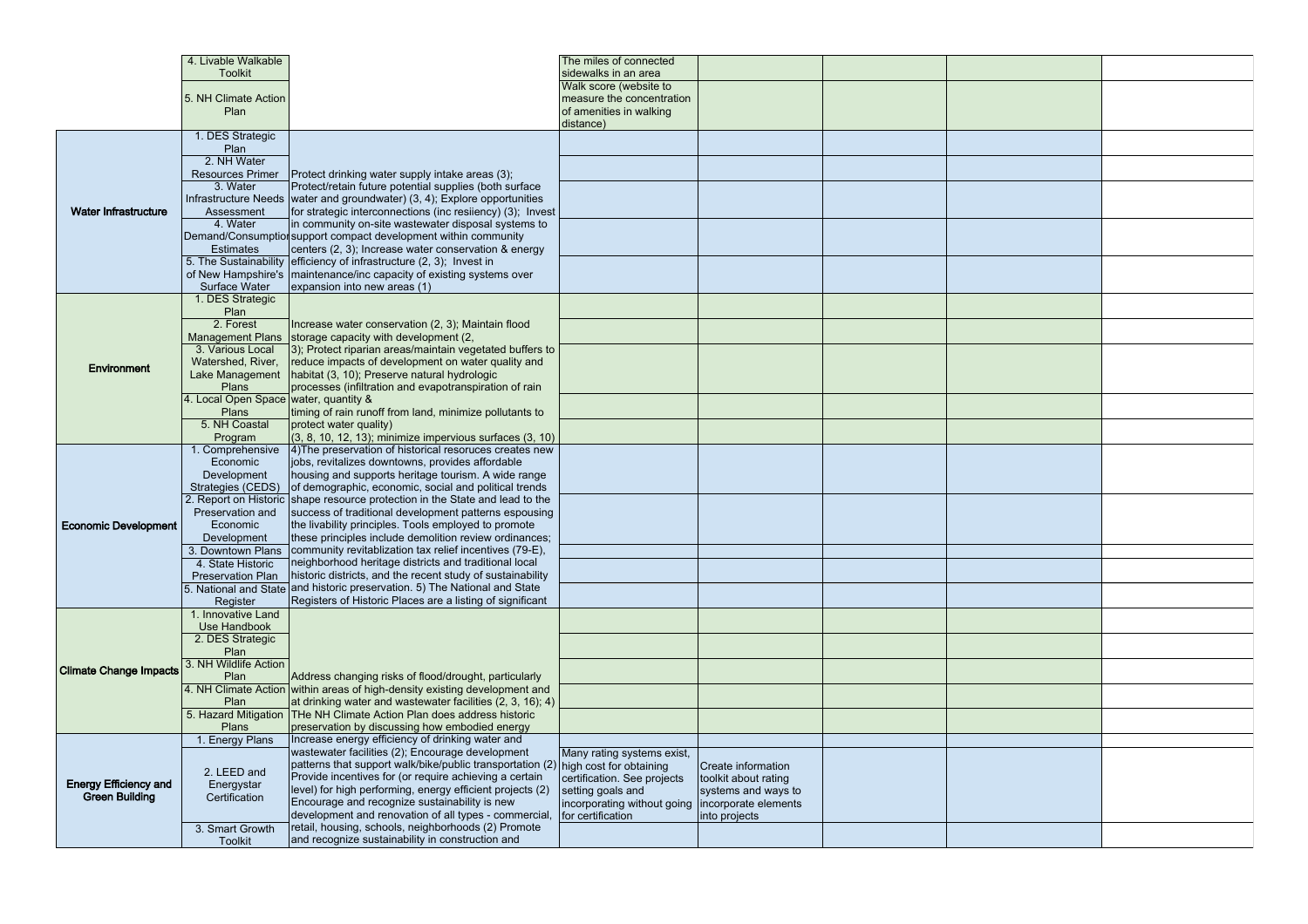| | | | | | | | |
|---|---|---|---|---|---|---|---|
| | 4. Livable Walkable Toolkit | | The miles of connected sidewalks in an area | | | | |
| | 5. NH Climate Action Plan | | Walk score (website to measure the concentration of amenities in walking distance) | | | | |
| **Water Infrastructure** | 1. DES Strategic Plan | Protect drinking water supply intake areas (3); Protect/retain future potential supplies (both surface water and groundwater) (3, 4); Explore opportunities for strategic interconnections (inc resiiency) (3); Invest in community on-site wastewater disposal systems to support compact development within community centers (2, 3); Increase water conservation & energy efficiency of infrastructure (2, 3); Invest in maintenance/inc capacity of existing systems over expansion into new areas (1) | | | | | |
| | 2. NH Water Resources Primer | | | | | | |
| | 3. Water Infrastructure Needs Assessment | | | | | | |
| | 4. Water Demand/Consumption Estimates | | | | | | |
| | 5. The Sustainability of New Hampshire's Surface Water | | | | | | |
| **Environment** | 1. DES Strategic Plan | Increase water conservation (2, 3); Maintain flood storage capacity with development (2, 3); Protect riparian areas/maintain vegetated buffers to reduce impacts of development on water quality and habitat (3, 10); Preserve natural hydrologic processes (infiltration and evapotranspiration of rain water, quantity & timing of rain runoff from land, minimize pollutants to protect water quality) (3, 8, 10, 12, 13); minimize impervious surfaces (3, 10) | | | | | |
| | 2. Forest Management Plans | | | | | | |
| | 3. Various Local Watershed, River, Lake Management Plans | | | | | | |
| | 4. Local Open Space Plans | | | | | | |
| | 5. NH Coastal Program | | | | | | |
| **Economic Development** | 1. Comprehensive Economic Development Strategies (CEDS) | 4)The preservation of historical resoruces creates new jobs, revitalizes downtowns, provides affordable housing and supports heritage tourism. A wide range of demographic, economic, social and political trends shape resource protection in the State and lead to the success of traditional development patterns espousing the livability principles. Tools employed to promote these principles include demolition review ordinances; community revitablization tax relief incentives (79-E), neighborhood heritage districts and traditional local historic districts, and the recent study of sustainability and historic preservation. 5) The National and State Registers of Historic Places are a listing of significant | | | | | |
| | 2. Report on Historic Preservation and Economic Development | | | | | | |
| | 3. Downtown Plans | | | | | | |
| | 4. State Historic Preservation Plan | | | | | | |
| | 5. National and State Register | | | | | | |
| **Climate Change Impacts** | 1. Innovative Land Use Handbook | Address changing risks of flood/drought, particularly within areas of high-density existing development and at drinking water and wastewater facilities (2, 3, 16); 4) THe NH Climate Action Plan does address historic preservation by discussing how embodied energy | | | | | |
| | 2. DES Strategic Plan | | | | | | |
| | 3. NH Wildlife Action Plan | | | | | | |
| | 4. NH Climate Action Plan | | | | | | |
| | 5. Hazard Mitigation Plans | | | | | | |
| **Energy Efficiency and Green Building** | 1. Energy Plans | Increase energy efficiency of drinking water and wastewater facilities (2); Encourage development patterns that support walk/bike/public transportation (2) Provide incentives for (or require achieving a certain level) for high performing, energy efficient projects (2) Encourage and recognize sustainability is new development and renovation of all types - commercial, retail, housing, schools, neighborhoods (2) Promote and recognize sustainability in construction and | | | | | |
| | 2. LEED and Energystar Certification | | Many rating systems exist, high cost for obtaining certification. See projects setting goals and incorporating without going for certification | Create information toolkit about rating systems and ways to incorporate elements into projects | | | |
| | 3. Smart Growth Toolkit | | | | | | |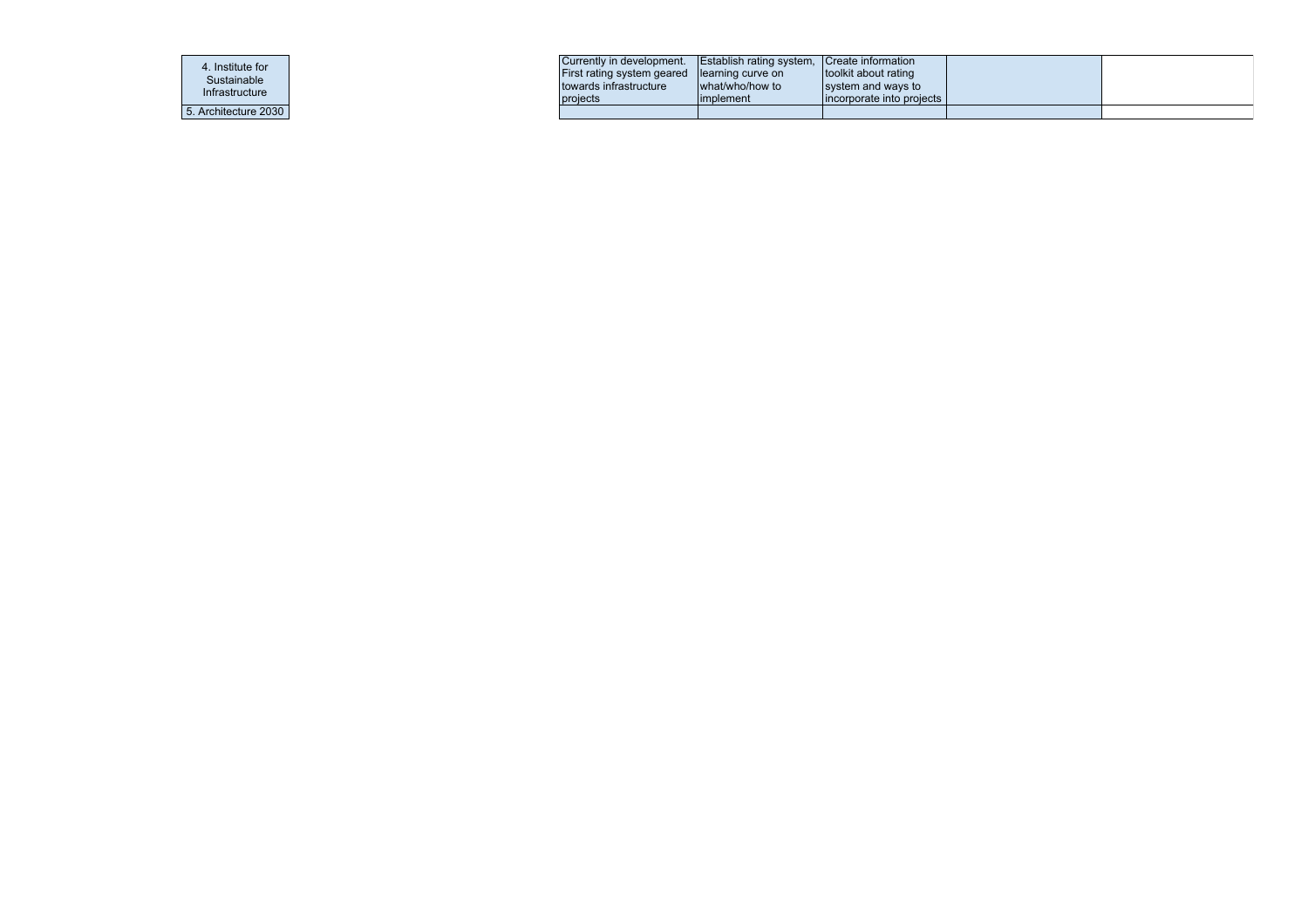| | | | | | | |
|---|---|---|---|---|---|---|
| 4. Institute for Sustainable Infrastructure | | Currently in development. First rating system geared towards infrastructure projects | Establish rating system, learning curve on what/who/how to implement | Create information toolkit about rating system and ways to incorporate into projects | | |
| 5. Architecture 2030 | | | | | | |